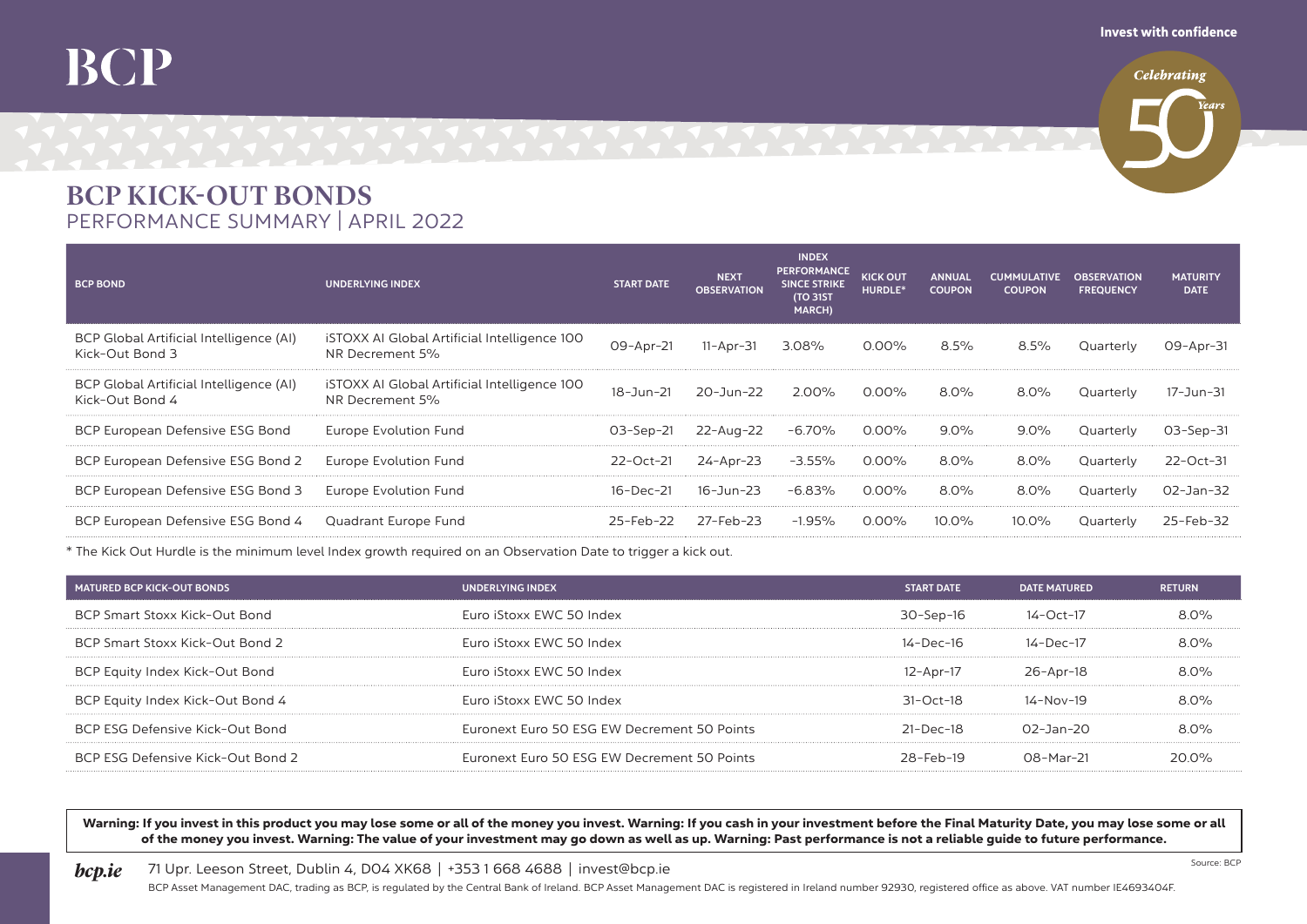BCP

Invest with confidence

Celebrating 50 Years

# BCP KICK-OUT BONDS

## PERFORMANCE SUMMARY | APRIL 2022

| BCP BOND | UNDERLYING INDEX | START DATE | NEXT OBSERVATION | INDEX PERFORMANCE SINCE STRIKE (TO 31ST MARCH) | KICK OUT HURDLE* | ANNUAL COUPON | CUMMULATIVE COUPON | OBSERVATION FREQUENCY | MATURITY DATE |
|---|---|---|---|---|---|---|---|---|---|
| BCP Global Artificial Intelligence (AI) Kick-Out Bond 3 | iSTOXX AI Global Artificial Intelligence 100 NR Decrement 5% | 09-Apr-21 | 11-Apr-31 | 3.08% | 0.00% | 8.5% | 8.5% | Quarterly | 09-Apr-31 |
| BCP Global Artificial Intelligence (AI) Kick-Out Bond 4 | iSTOXX AI Global Artificial Intelligence 100 NR Decrement 5% | 18-Jun-21 | 20-Jun-22 | 2.00% | 0.00% | 8.0% | 8.0% | Quarterly | 17-Jun-31 |
| BCP European Defensive ESG Bond | Europe Evolution Fund | 03-Sep-21 | 22-Aug-22 | -6.70% | 0.00% | 9.0% | 9.0% | Quarterly | 03-Sep-31 |
| BCP European Defensive ESG Bond 2 | Europe Evolution Fund | 22-Oct-21 | 24-Apr-23 | -3.55% | 0.00% | 8.0% | 8.0% | Quarterly | 22-Oct-31 |
| BCP European Defensive ESG Bond 3 | Europe Evolution Fund | 16-Dec-21 | 16-Jun-23 | -6.83% | 0.00% | 8.0% | 8.0% | Quarterly | 02-Jan-32 |
| BCP European Defensive ESG Bond 4 | Quadrant Europe Fund | 25-Feb-22 | 27-Feb-23 | -1.95% | 0.00% | 10.0% | 10.0% | Quarterly | 25-Feb-32 |

* The Kick Out Hurdle is the minimum level Index growth required on an Observation Date to trigger a kick out.

| MATURED BCP KICK-OUT BONDS | UNDERLYING INDEX | START DATE | DATE MATURED | RETURN |
|---|---|---|---|---|
| BCP Smart Stoxx Kick-Out Bond | Euro iStoxx EWC 50 Index | 30-Sep-16 | 14-Oct-17 | 8.0% |
| BCP Smart Stoxx Kick-Out Bond 2 | Euro iStoxx EWC 50 Index | 14-Dec-16 | 14-Dec-17 | 8.0% |
| BCP Equity Index Kick-Out Bond | Euro iStoxx EWC 50 Index | 12-Apr-17 | 26-Apr-18 | 8.0% |
| BCP Equity Index Kick-Out Bond 4 | Euro iStoxx EWC 50 Index | 31-Oct-18 | 14-Nov-19 | 8.0% |
| BCP ESG Defensive Kick-Out Bond | Euronext Euro 50 ESG EW Decrement 50 Points | 21-Dec-18 | 02-Jan-20 | 8.0% |
| BCP ESG Defensive Kick-Out Bond 2 | Euronext Euro 50 ESG EW Decrement 50 Points | 28-Feb-19 | 08-Mar-21 | 20.0% |

**Warning: If you invest in this product you may lose some or all of the money you invest. Warning: If you cash in your investment before the Final Maturity Date, you may lose some or all of the money you invest. Warning: The value of your investment may go down as well as up. Warning: Past performance is not a reliable guide to future performance.**

Source: BCP

*bcp.ie* 71 Upr. Leeson Street, Dublin 4, D04 XK68 | +353 1 668 4688 | invest@bcp.ie

BCP Asset Management DAC, trading as BCP, is regulated by the Central Bank of Ireland. BCP Asset Management DAC is registered in Ireland number 92930, registered office as above. VAT number IE4693404F.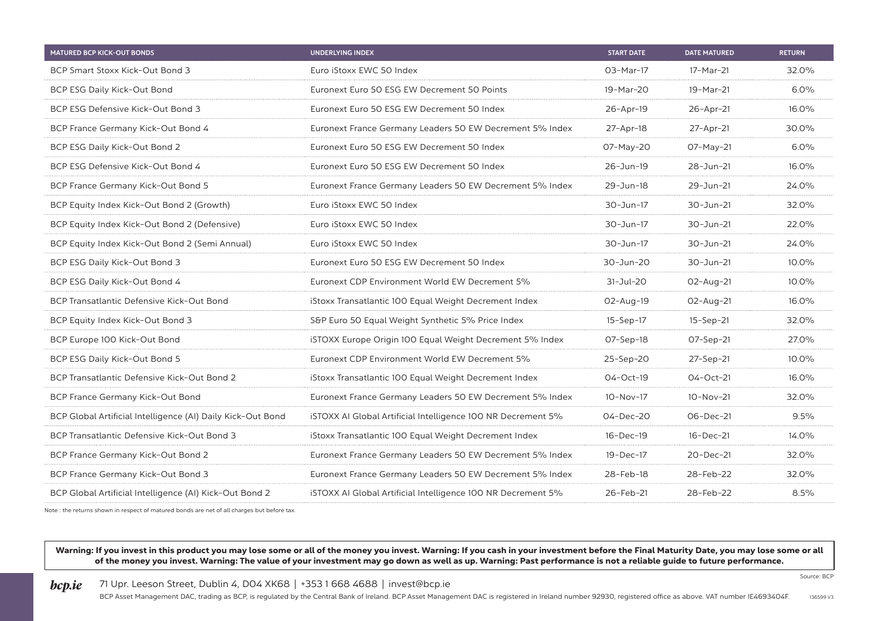| MATURED BCP KICK-OUT BONDS | UNDERLYING INDEX | START DATE | DATE MATURED | RETURN |
|---|---|---|---|---|
| BCP Smart Stoxx Kick-Out Bond 3 | Euro iStoxx EWC 50 Index | 03-Mar-17 | 17-Mar-21 | 32.0% |
| BCP ESG Daily Kick-Out Bond | Euronext Euro 50 ESG EW Decrement 50 Points | 19-Mar-20 | 19-Mar-21 | 6.0% |
| BCP ESG Defensive Kick-Out Bond 3 | Euronext Euro 50 ESG EW Decrement 50 Index | 26-Apr-19 | 26-Apr-21 | 16.0% |
| BCP France Germany Kick-Out Bond 4 | Euronext France Germany Leaders 50 EW Decrement 5% Index | 27-Apr-18 | 27-Apr-21 | 30.0% |
| BCP ESG Daily Kick-Out Bond 2 | Euronext Euro 50 ESG EW Decrement 50 Index | 07-May-20 | 07-May-21 | 6.0% |
| BCP ESG Defensive Kick-Out Bond 4 | Euronext Euro 50 ESG EW Decrement 50 Index | 26-Jun-19 | 28-Jun-21 | 16.0% |
| BCP France Germany Kick-Out Bond 5 | Euronext France Germany Leaders 50 EW Decrement 5% Index | 29-Jun-18 | 29-Jun-21 | 24.0% |
| BCP Equity Index Kick-Out Bond 2 (Growth) | Euro iStoxx EWC 50 Index | 30-Jun-17 | 30-Jun-21 | 32.0% |
| BCP Equity Index Kick-Out Bond 2 (Defensive) | Euro iStoxx EWC 50 Index | 30-Jun-17 | 30-Jun-21 | 22.0% |
| BCP Equity Index Kick-Out Bond 2 (Semi Annual) | Euro iStoxx EWC 50 Index | 30-Jun-17 | 30-Jun-21 | 24.0% |
| BCP ESG Daily Kick-Out Bond 3 | Euronext Euro 50 ESG EW Decrement 50 Index | 30-Jun-20 | 30-Jun-21 | 10.0% |
| BCP ESG Daily Kick-Out Bond 4 | Euronext CDP Environment World EW Decrement 5% | 31-Jul-20 | 02-Aug-21 | 10.0% |
| BCP Transatlantic Defensive Kick-Out Bond | iStoxx Transatlantic 100 Equal Weight Decrement Index | 02-Aug-19 | 02-Aug-21 | 16.0% |
| BCP Equity Index Kick-Out Bond 3 | S&P Euro 50 Equal Weight Synthetic 5% Price Index | 15-Sep-17 | 15-Sep-21 | 32.0% |
| BCP Europe 100 Kick-Out Bond | iSTOXX Europe Origin 100 Equal Weight Decrement 5% Index | 07-Sep-18 | 07-Sep-21 | 27.0% |
| BCP ESG Daily Kick-Out Bond 5 | Euronext CDP Environment World EW Decrement 5% | 25-Sep-20 | 27-Sep-21 | 10.0% |
| BCP Transatlantic Defensive Kick-Out Bond 2 | iStoxx Transatlantic 100 Equal Weight Decrement Index | 04-Oct-19 | 04-Oct-21 | 16.0% |
| BCP France Germany Kick-Out Bond | Euronext France Germany Leaders 50 EW Decrement 5% Index | 10-Nov-17 | 10-Nov-21 | 32.0% |
| BCP Global Artificial Intelligence (AI) Daily Kick-Out Bond | iSTOXX AI Global Artificial Intelligence 100 NR Decrement 5% | 04-Dec-20 | 06-Dec-21 | 9.5% |
| BCP Transatlantic Defensive Kick-Out Bond 3 | iStoxx Transatlantic 100 Equal Weight Decrement Index | 16-Dec-19 | 16-Dec-21 | 14.0% |
| BCP France Germany Kick-Out Bond 2 | Euronext France Germany Leaders 50 EW Decrement 5% Index | 19-Dec-17 | 20-Dec-21 | 32.0% |
| BCP France Germany Kick-Out Bond 3 | Euronext France Germany Leaders 50 EW Decrement 5% Index | 28-Feb-18 | 28-Feb-22 | 32.0% |
| BCP Global Artificial Intelligence (AI) Kick-Out Bond 2 | iSTOXX AI Global Artificial Intelligence 100 NR Decrement 5% | 26-Feb-21 | 28-Feb-22 | 8.5% |

Note : the returns shown in respect of matured bonds are net of all charges but before tax.

**Warning: If you invest in this product you may lose some or all of the money you invest. Warning: If you cash in your investment before the Final Maturity Date, you may lose some or all of the money you invest. Warning: The value of your investment may go down as well as up. Warning: Past performance is not a reliable guide to future performance.**

Source: BCP

***bcp.ie*** 71 Upr. Leeson Street, Dublin 4, D04 XK68 | +353 1 668 4688 | invest@bcp.ie

BCP Asset Management DAC, trading as BCP, is regulated by the Central Bank of Ireland. BCP Asset Management DAC is registered in Ireland number 92930, registered office as above. VAT number IE4693404F. 136599 V3